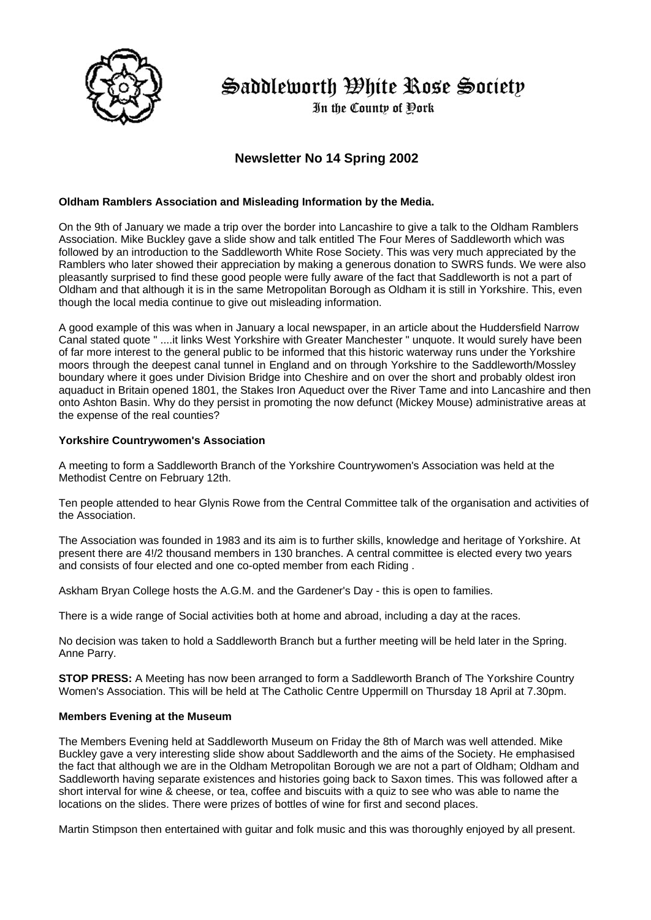# Saddleworth White Rose Society

In the County of York

## Newsletter No 14 Spring 2002

**Oldham Ramblers Association and Misleading Information by the Media.**

On the 9th of January we made a trip over the border into Lancashire to give a talk to the Oldham Ramblers Association. Mike Buckley gave a slide show and talk entitled The Four Meres of Saddleworth which was followed by an introduction to the Saddleworth White Rose Society. This was very much appreciated by the Ramblers who later showed their appreciation by making a generous donation to SWRS funds. We were also pleasantly surprised to find these good people were fully aware of the fact that Saddleworth is not a part of Oldham and that although it is in the same Metropolitan Borough as Oldham it is still in Yorkshire. This, even though the local media continue to give out misleading information.

A good example of this was when in January a local newspaper, in an article about the Huddersfield Narrow Canal stated quote " ....it links West Yorkshire with Greater Manchester " unquote. It would surely have been of far more interest to the general public to be informed that this historic waterway runs under the Yorkshire moors through the deepest canal tunnel in England and on through Yorkshire to the Saddleworth/Mossley boundary where it goes under Division Bridge into Cheshire and on over the short and probably oldest iron aquaduct in Britain opened 1801, the Stakes Iron Aqueduct over the River Tame and into Lancashire and then onto Ashton Basin. Why do they persist in promoting the now defunct (Mickey Mouse) administrative areas at the expense of the real counties?

**Yorkshire Countrywomen's Association**

A meeting to form a Saddleworth Branch of the Yorkshire Countrywomen's Association was held at the Methodist Centre on February 12th.

Ten people attended to hear Glynis Rowe from the Central Committee talk of the organisation and activities of the Association.

The Association was founded in 1983 and its aim is to further skills, knowledge and heritage of Yorkshire. At present there are 4!/2 thousand members in 130 branches. A central committee is elected every two years and consists of four elected and one co-opted member from each Riding .

Askham Bryan College hosts the A.G.M. and the Gardener's Day - this is open to families.

There is a wide range of Social activities both at home and abroad, including a day at the races.

No decision was taken to hold a Saddleworth Branch but a further meeting will be held later in the Spring. Anne Parry.

**STOP PRESS:** A Meeting has now been arranged to form a Saddleworth Branch of The Yorkshire Country Women's Association. This will be held at The Catholic Centre Uppermill on Thursday 18 April at 7.30pm.

**Members Evening at the Museum**

The Members Evening held at Saddleworth Museum on Friday the 8th of March was well attended. Mike Buckley gave a very interesting slide show about Saddleworth and the aims of the Society. He emphasised the fact that although we are in the Oldham Metropolitan Borough we are not a part of Oldham; Oldham and Saddleworth having separate existences and histories going back to Saxon times. This was followed after a short interval for wine & cheese, or tea, coffee and biscuits with a quiz to see who was able to name the locations on the slides. There were prizes of bottles of wine for first and second places.

Martin Stimpson then entertained with guitar and folk music and this was thoroughly enjoyed by all present.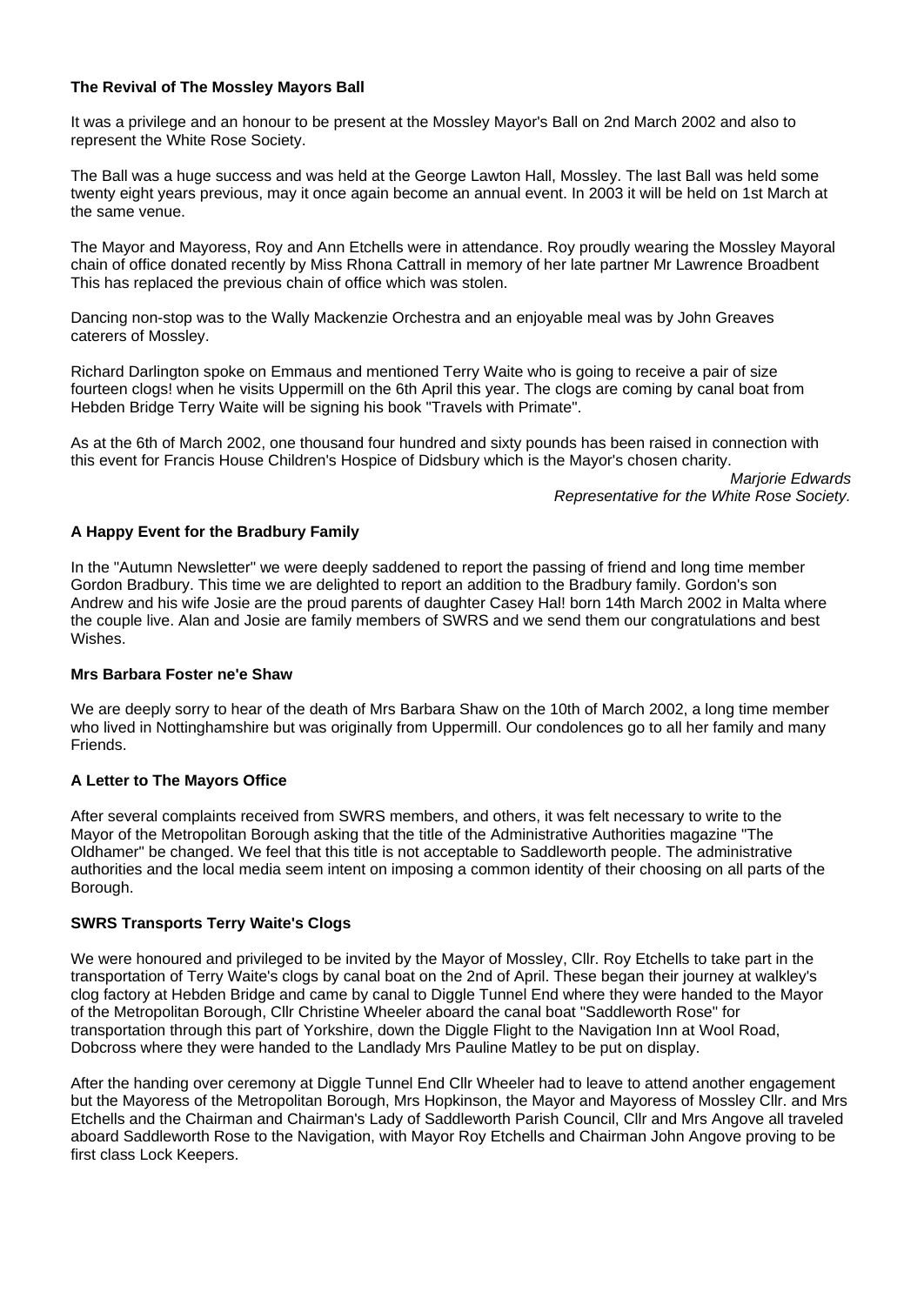**The Revival of The Mossley Mayors Ball**

It was a privilege and an honour to be present at the Mossley Mayor's Ball on 2nd March 2002 and also to represent the White Rose Society.

The Ball was a huge success and was held at the George Lawton Hall, Mossley. The last Ball was held some twenty eight years previous, may it once again become an annual event. In 2003 it will be held on 1st March at the same venue.

The Mayor and Mayoress, Roy and Ann Etchells were in attendance. Roy proudly wearing the Mossley Mayoral chain of office donated recently by Miss Rhona Cattrall in memory of her late partner Mr Lawrence Broadbent This has replaced the previous chain of office which was stolen.

Dancing non-stop was to the Wally Mackenzie Orchestra and an enjoyable meal was by John Greaves caterers of Mossley.

Richard Darlington spoke on Emmaus and mentioned Terry Waite who is going to receive a pair of size fourteen clogs! when he visits Uppermill on the 6th April this year. The clogs are coming by canal boat from Hebden Bridge Terry Waite will be signing his book "Travels with Primate".

As at the 6th of March 2002, one thousand four hundred and sixty pounds has been raised in connection with this event for Francis House Children's Hospice of Didsbury which is the Mayor's chosen charity.

*Marjorie Edwards*
*Representative for the White Rose Society.*

**A Happy Event for the Bradbury Family**

In the "Autumn Newsletter" we were deeply saddened to report the passing of friend and long time member Gordon Bradbury. This time we are delighted to report an addition to the Bradbury family. Gordon's son Andrew and his wife Josie are the proud parents of daughter Casey Hal! born 14th March 2002 in Malta where the couple live. Alan and Josie are family members of SWRS and we send them our congratulations and best Wishes.

**Mrs Barbara Foster ne'e Shaw**

We are deeply sorry to hear of the death of Mrs Barbara Shaw on the 10th of March 2002, a long time member who lived in Nottinghamshire but was originally from Uppermill. Our condolences go to all her family and many Friends.

**A Letter to The Mayors Office**

After several complaints received from SWRS members, and others, it was felt necessary to write to the Mayor of the Metropolitan Borough asking that the title of the Administrative Authorities magazine "The Oldhamer" be changed. We feel that this title is not acceptable to Saddleworth people. The administrative authorities and the local media seem intent on imposing a common identity of their choosing on all parts of the Borough.

**SWRS Transports Terry Waite's Clogs**

We were honoured and privileged to be invited by the Mayor of Mossley, Cllr. Roy Etchells to take part in the transportation of Terry Waite's clogs by canal boat on the 2nd of April. These began their journey at walkley's clog factory at Hebden Bridge and came by canal to Diggle Tunnel End where they were handed to the Mayor of the Metropolitan Borough, Cllr Christine Wheeler aboard the canal boat "Saddleworth Rose" for transportation through this part of Yorkshire, down the Diggle Flight to the Navigation Inn at Wool Road, Dobcross where they were handed to the Landlady Mrs Pauline Matley to be put on display.

After the handing over ceremony at Diggle Tunnel End Cllr Wheeler had to leave to attend another engagement but the Mayoress of the Metropolitan Borough, Mrs Hopkinson, the Mayor and Mayoress of Mossley Cllr. and Mrs Etchells and the Chairman and Chairman's Lady of Saddleworth Parish Council, Cllr and Mrs Angove all traveled aboard Saddleworth Rose to the Navigation, with Mayor Roy Etchells and Chairman John Angove proving to be first class Lock Keepers.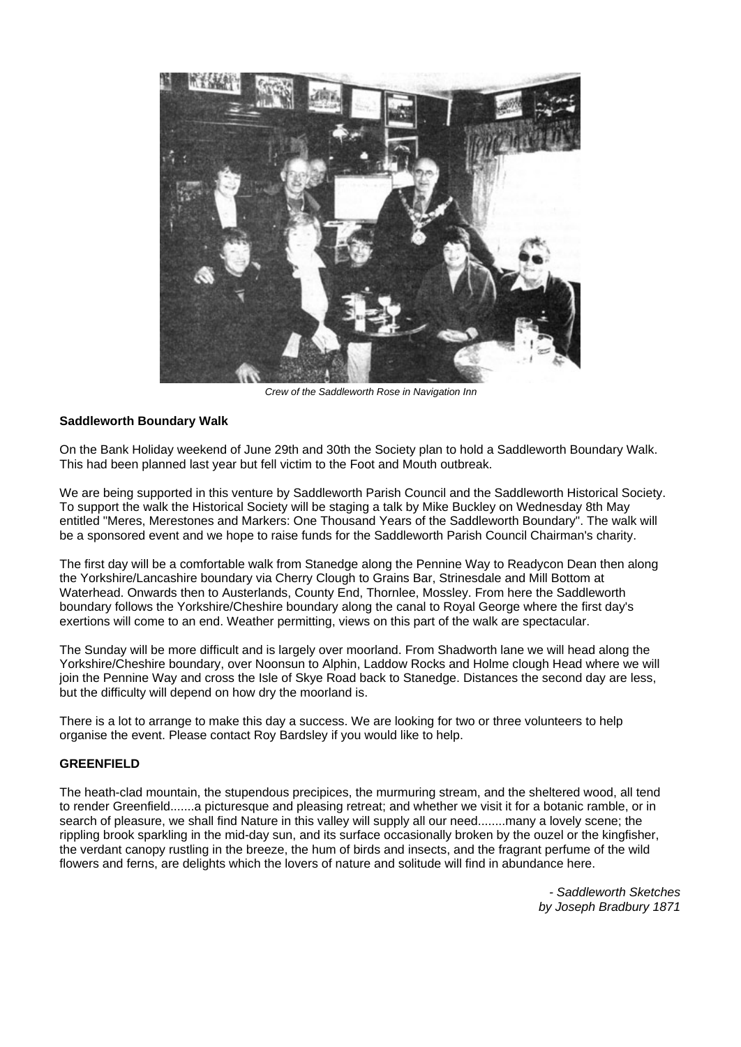*Crew of the Saddleworth Rose in Navigation Inn*

**Saddleworth Boundary Walk**

On the Bank Holiday weekend of June 29th and 30th the Society plan to hold a Saddleworth Boundary Walk. This had been planned last year but fell victim to the Foot and Mouth outbreak.

We are being supported in this venture by Saddleworth Parish Council and the Saddleworth Historical Society. To support the walk the Historical Society will be staging a talk by Mike Buckley on Wednesday 8th May entitled "Meres, Merestones and Markers: One Thousand Years of the Saddleworth Boundary". The walk will be a sponsored event and we hope to raise funds for the Saddleworth Parish Council Chairman's charity.

The first day will be a comfortable walk from Stanedge along the Pennine Way to Readycon Dean then along the Yorkshire/Lancashire boundary via Cherry Clough to Grains Bar, Strinesdale and Mill Bottom at Waterhead. Onwards then to Austerlands, County End, Thornlee, Mossley. From here the Saddleworth boundary follows the Yorkshire/Cheshire boundary along the canal to Royal George where the first day's exertions will come to an end. Weather permitting, views on this part of the walk are spectacular.

The Sunday will be more difficult and is largely over moorland. From Shadworth lane we will head along the Yorkshire/Cheshire boundary, over Noonsun to Alphin, Laddow Rocks and Holme clough Head where we will join the Pennine Way and cross the Isle of Skye Road back to Stanedge. Distances the second day are less, but the difficulty will depend on how dry the moorland is.

There is a lot to arrange to make this day a success. We are looking for two or three volunteers to help organise the event. Please contact Roy Bardsley if you would like to help.

**GREENFIELD**

The heath-clad mountain, the stupendous precipices, the murmuring stream, and the sheltered wood, all tend to render Greenfield.......a picturesque and pleasing retreat; and whether we visit it for a botanic ramble, or in search of pleasure, we shall find Nature in this valley will supply all our need........many a lovely scene; the rippling brook sparkling in the mid-day sun, and its surface occasionally broken by the ouzel or the kingfisher, the verdant canopy rustling in the breeze, the hum of birds and insects, and the fragrant perfume of the wild flowers and ferns, are delights which the lovers of nature and solitude will find in abundance here.

*- Saddleworth Sketches*
*by Joseph Bradbury 1871*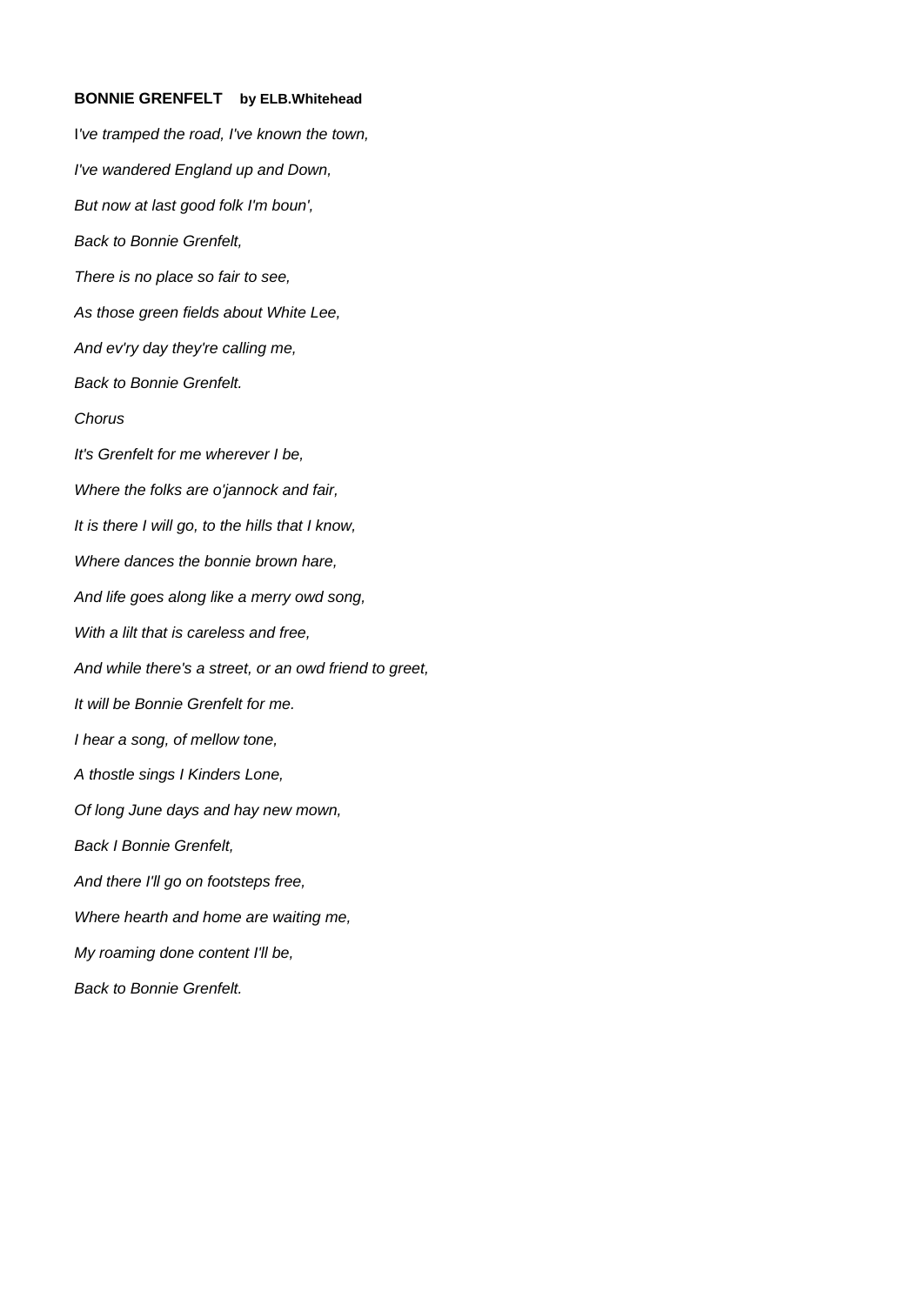**BONNIE GRENFELT** **by ELB.Whitehead**

I*'ve tramped the road, I've known the town,*

*I've wandered England up and Down,*

*But now at last good folk I'm boun',*

*Back to Bonnie Grenfelt,*

*There is no place so fair to see,*

*As those green fields about White Lee,*

*And ev'ry day they're calling me,*

*Back to Bonnie Grenfelt.*

*Chorus*

*It's Grenfelt for me wherever I be,*

*Where the folks are o'jannock and fair,*

*It is there I will go, to the hills that I know,*

*Where dances the bonnie brown hare,*

*And life goes along like a merry owd song,*

*With a lilt that is careless and free,*

*And while there's a street, or an owd friend to greet,*

*It will be Bonnie Grenfelt for me.*

*I hear a song, of mellow tone,*

*A thostle sings I Kinders Lone,*

*Of long June days and hay new mown,*

*Back I Bonnie Grenfelt,*

*And there I'll go on footsteps free,*

*Where hearth and home are waiting me,*

*My roaming done content I'll be,*

*Back to Bonnie Grenfelt.*